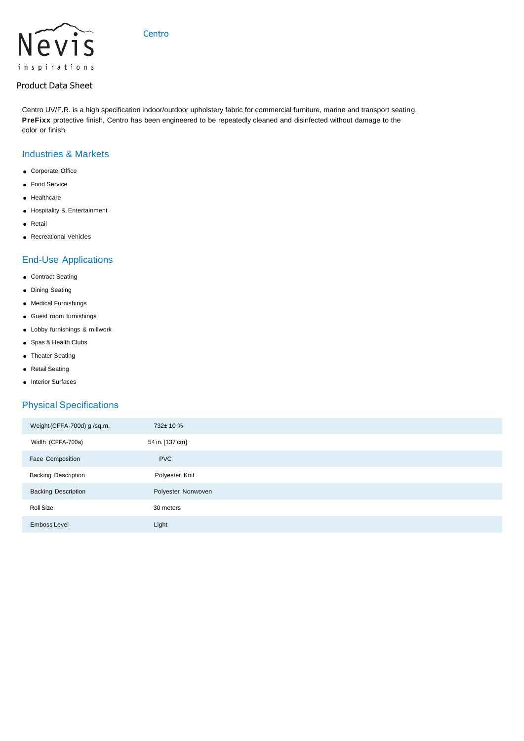Nevis inspirations

Centro

Product Data Sheet

Centro UV/F.R. is a high specification indoor/outdoor upholstery fabric for commercial furniture, marine and transport seating. **PreFixx** protective finish, Centro has been engineered to be repeatedly cleaned and disinfected without damage to the color or finish.

## Industries & Markets

- Corporate Office
- Food Service
- Healthcare
- Hospitality & Entertainment
- Retail
- Recreational Vehicles

## End-Use Applications

- Contract Seating
- Dining Seating
- Medical Furnishings
- Guest room furnishings
- Lobby furnishings & millwork
- Spas & Health Clubs
- Theater Seating
- Retail Seating
- Interior Surfaces

## Physical Specifications

| | |
|---|---|
| Weight (CFFA-700d) g./sq.m. | 732± 10 % |
| Width (CFFA-700a) | 54 in. [137 cm] |
| Face Composition | PVC |
| Backing Description | Polyester Knit |
| Backing Description | Polyester Nonwoven |
| Roll Size | 30 meters |
| Emboss Level | Light |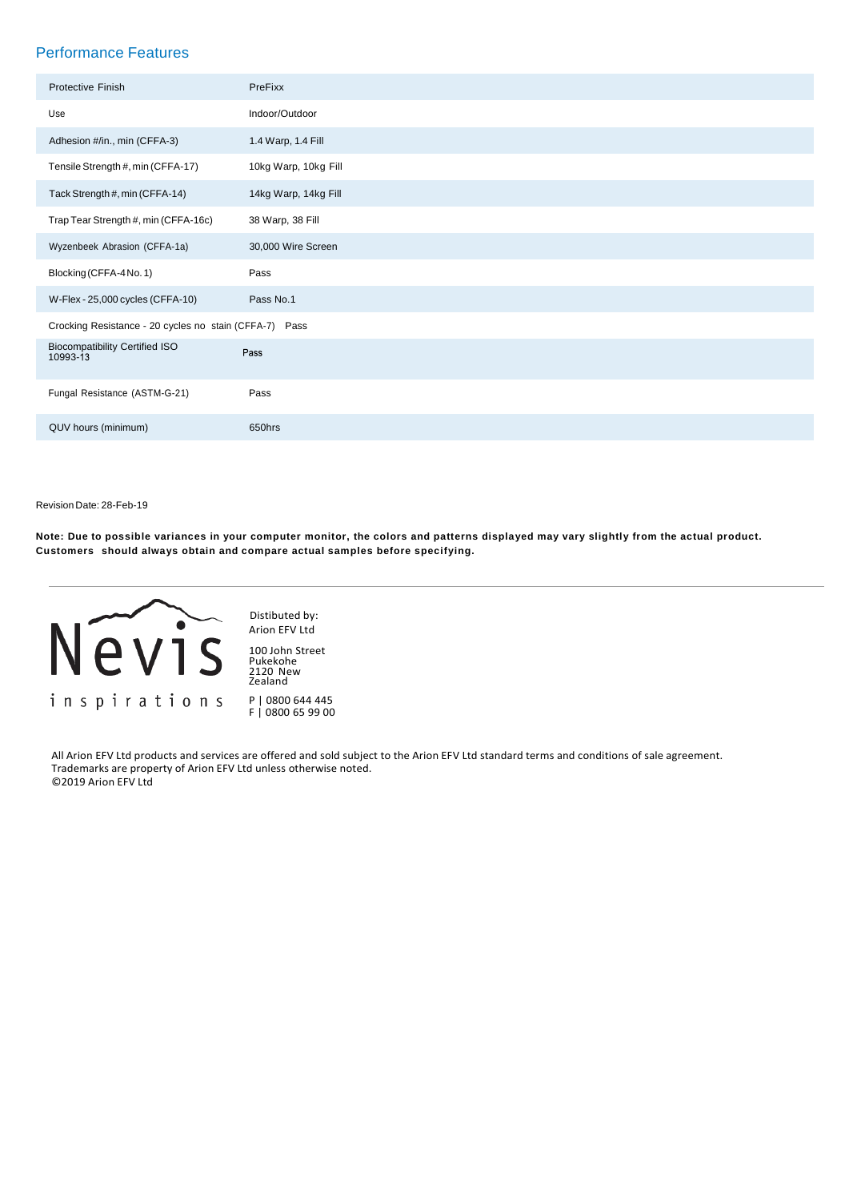## Performance Features

| | |
|---|---|
| Protective Finish | PreFixx |
| Use | Indoor/Outdoor |
| Adhesion #/in., min (CFFA-3) | 1.4 Warp, 1.4 Fill |
| Tensile Strength #, min (CFFA-17) | 10kg Warp, 10kg Fill |
| Tack Strength #, min (CFFA-14) | 14kg Warp, 14kg Fill |
| Trap Tear Strength #, min (CFFA-16c) | 38 Warp, 38 Fill |
| Wyzenbeek Abrasion (CFFA-1a) | 30,000 Wire Screen |
| Blocking (CFFA-4 No. 1) | Pass |
| W-Flex - 25,000 cycles (CFFA-10) | Pass No.1 |
| Crocking Resistance - 20 cycles no stain (CFFA-7) | Pass |
| Biocompatibility Certified ISO 10993-13 | Pass |
| Fungal Resistance (ASTM-G-21) | Pass |
| QUV hours (minimum) | 650hrs |

Revision Date: 28-Feb-19

**Note: Due to possible variances in your computer monitor, the colors and patterns displayed may vary slightly from the actual product. Customers should always obtain and compare actual samples before specifying.**

Nevis inspirations

Distibuted by:
Arion EFV Ltd

100 John Street
Pukekohe
2120 New Zealand

P | 0800 644 445
F | 0800 65 99 00

All Arion EFV Ltd products and services are offered and sold subject to the Arion EFV Ltd standard terms and conditions of sale agreement.
Trademarks are property of Arion EFV Ltd unless otherwise noted.
©2019 Arion EFV Ltd